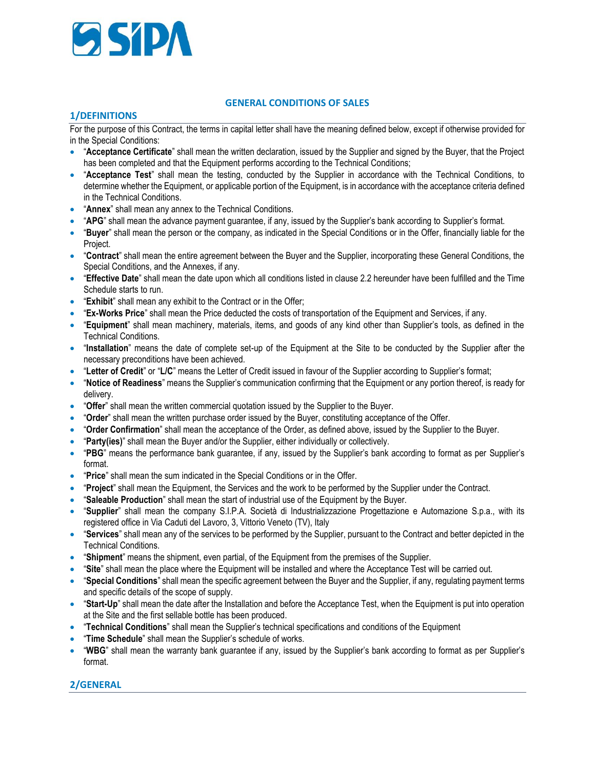# GENERAL CONDITIONS OF SALES

## 1/DEFINITIONS

For the purpose of this Contract, the terms in capital letter shall have the meaning defined below, except if otherwise provided for in the Special Conditions:

- "**Acceptance Certificate**" shall mean the written declaration, issued by the Supplier and signed by the Buyer, that the Project has been completed and that the Equipment performs according to the Technical Conditions;
- "**Acceptance Test**" shall mean the testing, conducted by the Supplier in accordance with the Technical Conditions, to determine whether the Equipment, or applicable portion of the Equipment, is in accordance with the acceptance criteria defined in the Technical Conditions.
- "**Annex**" shall mean any annex to the Technical Conditions.
- "**APG**" shall mean the advance payment guarantee, if any, issued by the Supplier's bank according to Supplier's format.
- "**Buyer**" shall mean the person or the company, as indicated in the Special Conditions or in the Offer, financially liable for the Project.
- "**Contract**" shall mean the entire agreement between the Buyer and the Supplier, incorporating these General Conditions, the Special Conditions, and the Annexes, if any.
- "**Effective Date**" shall mean the date upon which all conditions listed in clause 2.2 hereunder have been fulfilled and the Time Schedule starts to run.
- "**Exhibit**" shall mean any exhibit to the Contract or in the Offer;
- "**Ex-Works Price**" shall mean the Price deducted the costs of transportation of the Equipment and Services, if any.
- "**Equipment**" shall mean machinery, materials, items, and goods of any kind other than Supplier's tools, as defined in the Technical Conditions.
- "**Installation**" means the date of complete set-up of the Equipment at the Site to be conducted by the Supplier after the necessary preconditions have been achieved.
- "**Letter of Credit**" or "**L/C**" means the Letter of Credit issued in favour of the Supplier according to Supplier's format;
- "**Notice of Readiness**" means the Supplier's communication confirming that the Equipment or any portion thereof, is ready for delivery.
- "**Offer**" shall mean the written commercial quotation issued by the Supplier to the Buyer.
- "**Order**" shall mean the written purchase order issued by the Buyer, constituting acceptance of the Offer.
- "**Order Confirmation**" shall mean the acceptance of the Order, as defined above, issued by the Supplier to the Buyer.
- "**Party(ies)**" shall mean the Buyer and/or the Supplier, either individually or collectively.
- "**PBG**" means the performance bank guarantee, if any, issued by the Supplier's bank according to format as per Supplier's format.
- "**Price**" shall mean the sum indicated in the Special Conditions or in the Offer.
- "**Project**" shall mean the Equipment, the Services and the work to be performed by the Supplier under the Contract.
- "**Saleable Production**" shall mean the start of industrial use of the Equipment by the Buyer.
- "**Supplier**" shall mean the company S.I.P.A. Società di Industrializzazione Progettazione e Automazione S.p.a., with its registered office in Via Caduti del Lavoro, 3, Vittorio Veneto (TV), Italy
- "**Services**" shall mean any of the services to be performed by the Supplier, pursuant to the Contract and better depicted in the Technical Conditions.
- "**Shipment**" means the shipment, even partial, of the Equipment from the premises of the Supplier.
- "**Site**" shall mean the place where the Equipment will be installed and where the Acceptance Test will be carried out.
- "**Special Conditions**" shall mean the specific agreement between the Buyer and the Supplier, if any, regulating payment terms and specific details of the scope of supply.
- "**Start-Up**" shall mean the date after the Installation and before the Acceptance Test, when the Equipment is put into operation at the Site and the first sellable bottle has been produced.
- "**Technical Conditions**" shall mean the Supplier's technical specifications and conditions of the Equipment
- "**Time Schedule**" shall mean the Supplier's schedule of works.
- "**WBG**" shall mean the warranty bank guarantee if any, issued by the Supplier's bank according to format as per Supplier's format.

## 2/GENERAL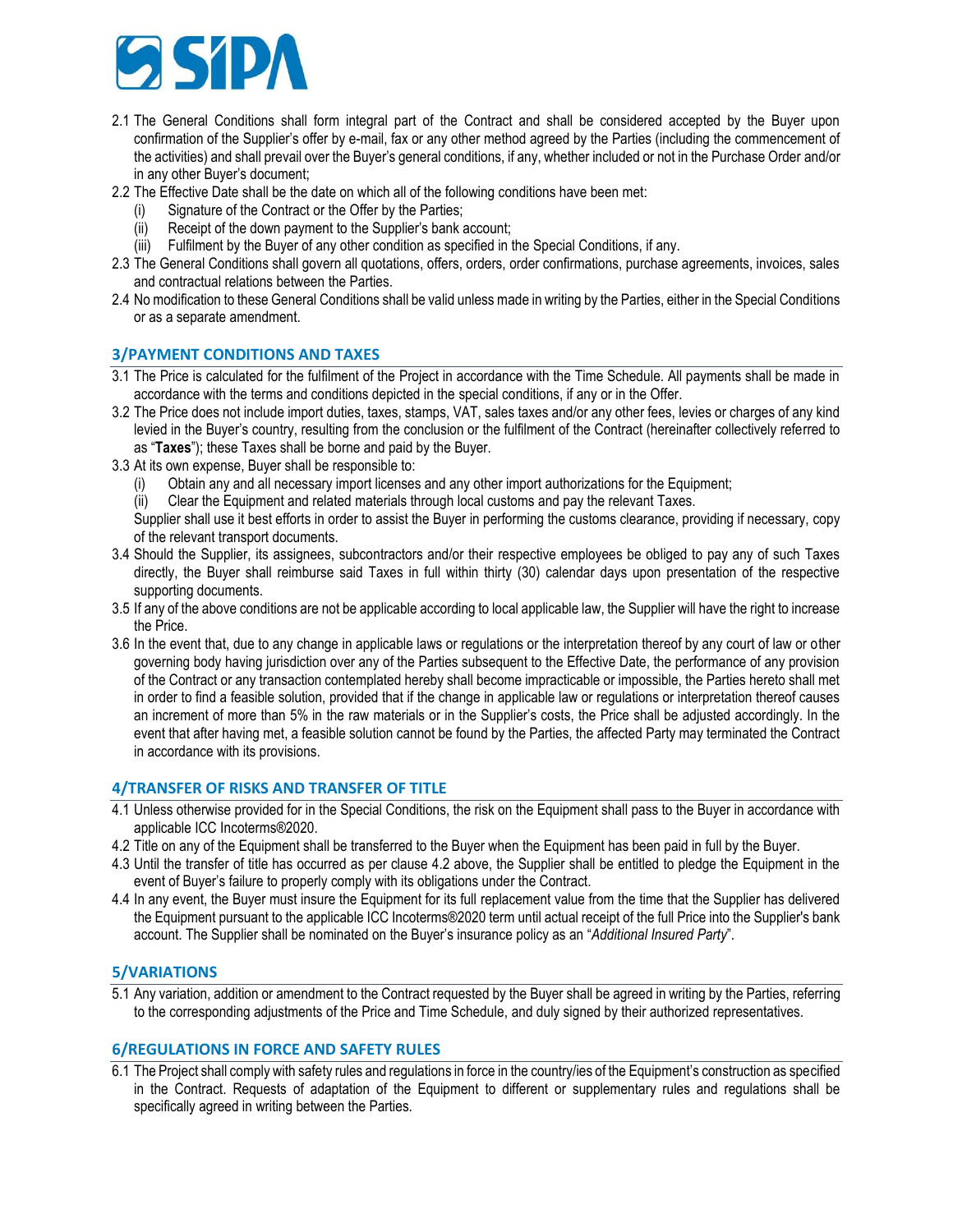2.1 The General Conditions shall form integral part of the Contract and shall be considered accepted by the Buyer upon confirmation of the Supplier's offer by e-mail, fax or any other method agreed by the Parties (including the commencement of the activities) and shall prevail over the Buyer's general conditions, if any, whether included or not in the Purchase Order and/or in any other Buyer's document;

2.2 The Effective Date shall be the date on which all of the following conditions have been met:

  (i) Signature of the Contract or the Offer by the Parties;
  (ii) Receipt of the down payment to the Supplier's bank account;
  (iii) Fulfilment by the Buyer of any other condition as specified in the Special Conditions, if any.

2.3 The General Conditions shall govern all quotations, offers, orders, order confirmations, purchase agreements, invoices, sales and contractual relations between the Parties.

2.4 No modification to these General Conditions shall be valid unless made in writing by the Parties, either in the Special Conditions or as a separate amendment.

## 3/PAYMENT CONDITIONS AND TAXES

3.1 The Price is calculated for the fulfilment of the Project in accordance with the Time Schedule. All payments shall be made in accordance with the terms and conditions depicted in the special conditions, if any or in the Offer.

3.2 The Price does not include import duties, taxes, stamps, VAT, sales taxes and/or any other fees, levies or charges of any kind levied in the Buyer's country, resulting from the conclusion or the fulfilment of the Contract (hereinafter collectively referred to as "**Taxes**"); these Taxes shall be borne and paid by the Buyer.

3.3 At its own expense, Buyer shall be responsible to:

  (i) Obtain any and all necessary import licenses and any other import authorizations for the Equipment;
  (ii) Clear the Equipment and related materials through local customs and pay the relevant Taxes.

  Supplier shall use it best efforts in order to assist the Buyer in performing the customs clearance, providing if necessary, copy of the relevant transport documents.

3.4 Should the Supplier, its assignees, subcontractors and/or their respective employees be obliged to pay any of such Taxes directly, the Buyer shall reimburse said Taxes in full within thirty (30) calendar days upon presentation of the respective supporting documents.

3.5 If any of the above conditions are not be applicable according to local applicable law, the Supplier will have the right to increase the Price.

3.6 In the event that, due to any change in applicable laws or regulations or the interpretation thereof by any court of law or other governing body having jurisdiction over any of the Parties subsequent to the Effective Date, the performance of any provision of the Contract or any transaction contemplated hereby shall become impracticable or impossible, the Parties hereto shall met in order to find a feasible solution, provided that if the change in applicable law or regulations or interpretation thereof causes an increment of more than 5% in the raw materials or in the Supplier's costs, the Price shall be adjusted accordingly. In the event that after having met, a feasible solution cannot be found by the Parties, the affected Party may terminated the Contract in accordance with its provisions.

## 4/TRANSFER OF RISKS AND TRANSFER OF TITLE

4.1 Unless otherwise provided for in the Special Conditions, the risk on the Equipment shall pass to the Buyer in accordance with applicable ICC Incoterms®2020.

4.2 Title on any of the Equipment shall be transferred to the Buyer when the Equipment has been paid in full by the Buyer.

4.3 Until the transfer of title has occurred as per clause 4.2 above, the Supplier shall be entitled to pledge the Equipment in the event of Buyer's failure to properly comply with its obligations under the Contract.

4.4 In any event, the Buyer must insure the Equipment for its full replacement value from the time that the Supplier has delivered the Equipment pursuant to the applicable ICC Incoterms®2020 term until actual receipt of the full Price into the Supplier's bank account. The Supplier shall be nominated on the Buyer's insurance policy as an "*Additional Insured Party*".

## 5/VARIATIONS

5.1 Any variation, addition or amendment to the Contract requested by the Buyer shall be agreed in writing by the Parties, referring to the corresponding adjustments of the Price and Time Schedule, and duly signed by their authorized representatives.

## 6/REGULATIONS IN FORCE AND SAFETY RULES

6.1 The Project shall comply with safety rules and regulations in force in the country/ies of the Equipment's construction as specified in the Contract. Requests of adaptation of the Equipment to different or supplementary rules and regulations shall be specifically agreed in writing between the Parties.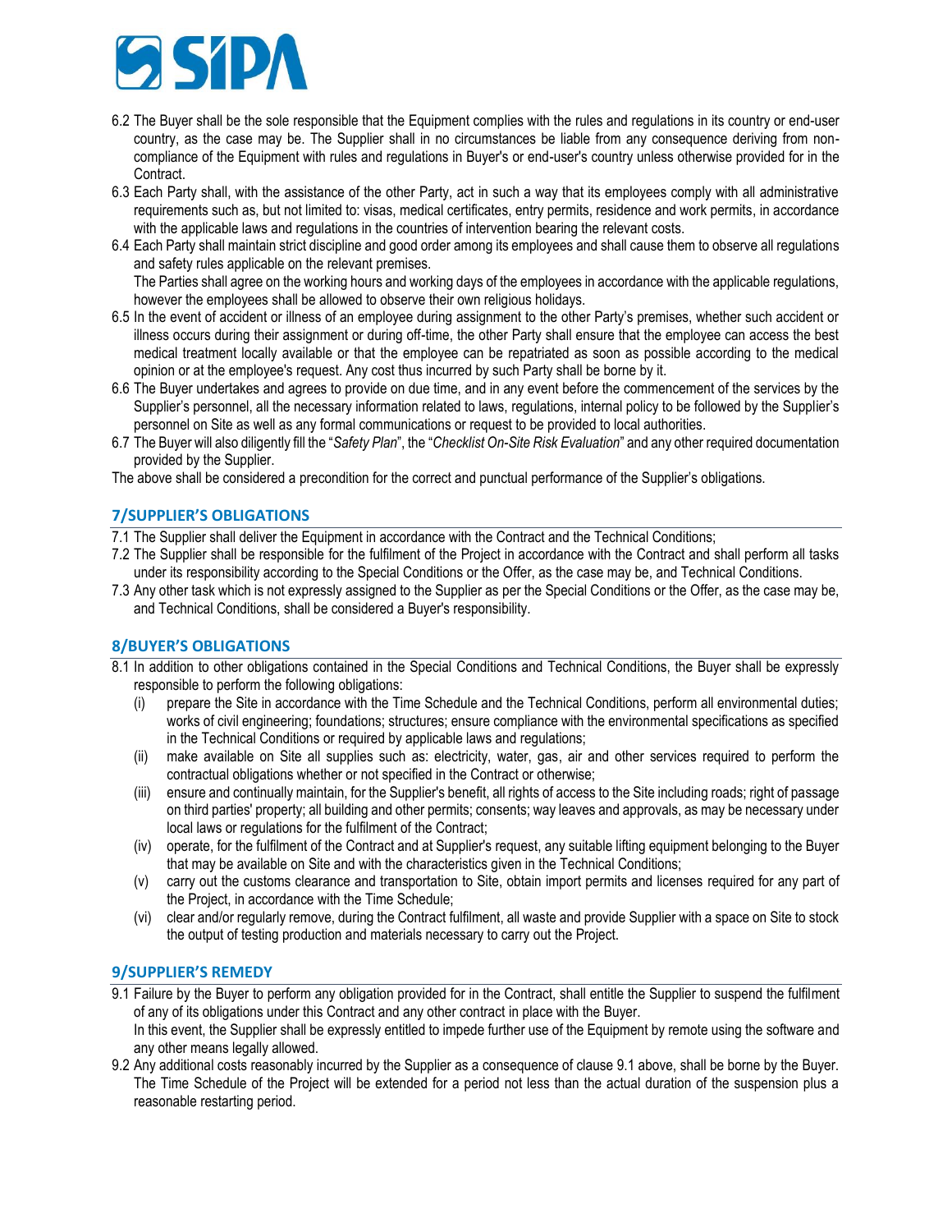6.2 The Buyer shall be the sole responsible that the Equipment complies with the rules and regulations in its country or end-user country, as the case may be. The Supplier shall in no circumstances be liable from any consequence deriving from non-compliance of the Equipment with rules and regulations in Buyer's or end-user's country unless otherwise provided for in the Contract.

6.3 Each Party shall, with the assistance of the other Party, act in such a way that its employees comply with all administrative requirements such as, but not limited to: visas, medical certificates, entry permits, residence and work permits, in accordance with the applicable laws and regulations in the countries of intervention bearing the relevant costs.

6.4 Each Party shall maintain strict discipline and good order among its employees and shall cause them to observe all regulations and safety rules applicable on the relevant premises.
The Parties shall agree on the working hours and working days of the employees in accordance with the applicable regulations, however the employees shall be allowed to observe their own religious holidays.

6.5 In the event of accident or illness of an employee during assignment to the other Party's premises, whether such accident or illness occurs during their assignment or during off-time, the other Party shall ensure that the employee can access the best medical treatment locally available or that the employee can be repatriated as soon as possible according to the medical opinion or at the employee's request. Any cost thus incurred by such Party shall be borne by it.

6.6 The Buyer undertakes and agrees to provide on due time, and in any event before the commencement of the services by the Supplier's personnel, all the necessary information related to laws, regulations, internal policy to be followed by the Supplier's personnel on Site as well as any formal communications or request to be provided to local authorities.

6.7 The Buyer will also diligently fill the "*Safety Plan*", the "*Checklist On-Site Risk Evaluation*" and any other required documentation provided by the Supplier.

The above shall be considered a precondition for the correct and punctual performance of the Supplier's obligations.

## 7/SUPPLIER'S OBLIGATIONS

7.1 The Supplier shall deliver the Equipment in accordance with the Contract and the Technical Conditions;

7.2 The Supplier shall be responsible for the fulfilment of the Project in accordance with the Contract and shall perform all tasks under its responsibility according to the Special Conditions or the Offer, as the case may be, and Technical Conditions.

7.3 Any other task which is not expressly assigned to the Supplier as per the Special Conditions or the Offer, as the case may be, and Technical Conditions, shall be considered a Buyer's responsibility.

## 8/BUYER'S OBLIGATIONS

8.1 In addition to other obligations contained in the Special Conditions and Technical Conditions, the Buyer shall be expressly responsible to perform the following obligations:

(i) prepare the Site in accordance with the Time Schedule and the Technical Conditions, perform all environmental duties; works of civil engineering; foundations; structures; ensure compliance with the environmental specifications as specified in the Technical Conditions or required by applicable laws and regulations;

(ii) make available on Site all supplies such as: electricity, water, gas, air and other services required to perform the contractual obligations whether or not specified in the Contract or otherwise;

(iii) ensure and continually maintain, for the Supplier's benefit, all rights of access to the Site including roads; right of passage on third parties' property; all building and other permits; consents; way leaves and approvals, as may be necessary under local laws or regulations for the fulfilment of the Contract;

(iv) operate, for the fulfilment of the Contract and at Supplier's request, any suitable lifting equipment belonging to the Buyer that may be available on Site and with the characteristics given in the Technical Conditions;

(v) carry out the customs clearance and transportation to Site, obtain import permits and licenses required for any part of the Project, in accordance with the Time Schedule;

(vi) clear and/or regularly remove, during the Contract fulfilment, all waste and provide Supplier with a space on Site to stock the output of testing production and materials necessary to carry out the Project.

## 9/SUPPLIER'S REMEDY

9.1 Failure by the Buyer to perform any obligation provided for in the Contract, shall entitle the Supplier to suspend the fulfilment of any of its obligations under this Contract and any other contract in place with the Buyer.
In this event, the Supplier shall be expressly entitled to impede further use of the Equipment by remote using the software and any other means legally allowed.

9.2 Any additional costs reasonably incurred by the Supplier as a consequence of clause 9.1 above, shall be borne by the Buyer. The Time Schedule of the Project will be extended for a period not less than the actual duration of the suspension plus a reasonable restarting period.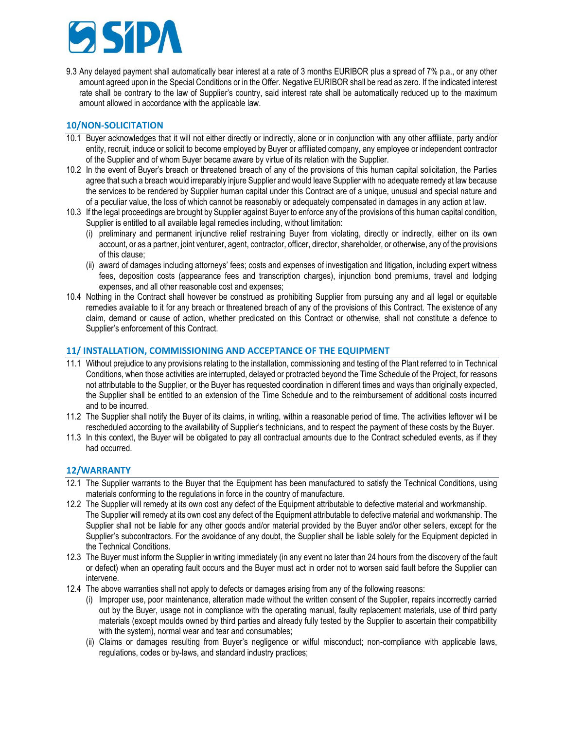9.3 Any delayed payment shall automatically bear interest at a rate of 3 months EURIBOR plus a spread of 7% p.a., or any other amount agreed upon in the Special Conditions or in the Offer. Negative EURIBOR shall be read as zero. If the indicated interest rate shall be contrary to the law of Supplier's country, said interest rate shall be automatically reduced up to the maximum amount allowed in accordance with the applicable law.

## 10/NON-SOLICITATION

10.1 Buyer acknowledges that it will not either directly or indirectly, alone or in conjunction with any other affiliate, party and/or entity, recruit, induce or solicit to become employed by Buyer or affiliated company, any employee or independent contractor of the Supplier and of whom Buyer became aware by virtue of its relation with the Supplier.

10.2 In the event of Buyer's breach or threatened breach of any of the provisions of this human capital solicitation, the Parties agree that such a breach would irreparably injure Supplier and would leave Supplier with no adequate remedy at law because the services to be rendered by Supplier human capital under this Contract are of a unique, unusual and special nature and of a peculiar value, the loss of which cannot be reasonably or adequately compensated in damages in any action at law.

10.3 If the legal proceedings are brought by Supplier against Buyer to enforce any of the provisions of this human capital condition, Supplier is entitled to all available legal remedies including, without limitation:

(i) preliminary and permanent injunctive relief restraining Buyer from violating, directly or indirectly, either on its own account, or as a partner, joint venturer, agent, contractor, officer, director, shareholder, or otherwise, any of the provisions of this clause;

(ii) award of damages including attorneys' fees; costs and expenses of investigation and litigation, including expert witness fees, deposition costs (appearance fees and transcription charges), injunction bond premiums, travel and lodging expenses, and all other reasonable cost and expenses;

10.4 Nothing in the Contract shall however be construed as prohibiting Supplier from pursuing any and all legal or equitable remedies available to it for any breach or threatened breach of any of the provisions of this Contract. The existence of any claim, demand or cause of action, whether predicated on this Contract or otherwise, shall not constitute a defence to Supplier's enforcement of this Contract.

## 11/ INSTALLATION, COMMISSIONING AND ACCEPTANCE OF THE EQUIPMENT

11.1 Without prejudice to any provisions relating to the installation, commissioning and testing of the Plant referred to in Technical Conditions, when those activities are interrupted, delayed or protracted beyond the Time Schedule of the Project, for reasons not attributable to the Supplier, or the Buyer has requested coordination in different times and ways than originally expected, the Supplier shall be entitled to an extension of the Time Schedule and to the reimbursement of additional costs incurred and to be incurred.

11.2 The Supplier shall notify the Buyer of its claims, in writing, within a reasonable period of time. The activities leftover will be rescheduled according to the availability of Supplier's technicians, and to respect the payment of these costs by the Buyer.

11.3 In this context, the Buyer will be obligated to pay all contractual amounts due to the Contract scheduled events, as if they had occurred.

## 12/WARRANTY

12.1 The Supplier warrants to the Buyer that the Equipment has been manufactured to satisfy the Technical Conditions, using materials conforming to the regulations in force in the country of manufacture.

12.2 The Supplier will remedy at its own cost any defect of the Equipment attributable to defective material and workmanship. The Supplier will remedy at its own cost any defect of the Equipment attributable to defective material and workmanship. The Supplier shall not be liable for any other goods and/or material provided by the Buyer and/or other sellers, except for the Supplier's subcontractors. For the avoidance of any doubt, the Supplier shall be liable solely for the Equipment depicted in the Technical Conditions.

12.3 The Buyer must inform the Supplier in writing immediately (in any event no later than 24 hours from the discovery of the fault or defect) when an operating fault occurs and the Buyer must act in order not to worsen said fault before the Supplier can intervene.

12.4 The above warranties shall not apply to defects or damages arising from any of the following reasons:

(i) Improper use, poor maintenance, alteration made without the written consent of the Supplier, repairs incorrectly carried out by the Buyer, usage not in compliance with the operating manual, faulty replacement materials, use of third party materials (except moulds owned by third parties and already fully tested by the Supplier to ascertain their compatibility with the system), normal wear and tear and consumables;

(ii) Claims or damages resulting from Buyer's negligence or wilful misconduct; non-compliance with applicable laws, regulations, codes or by-laws, and standard industry practices;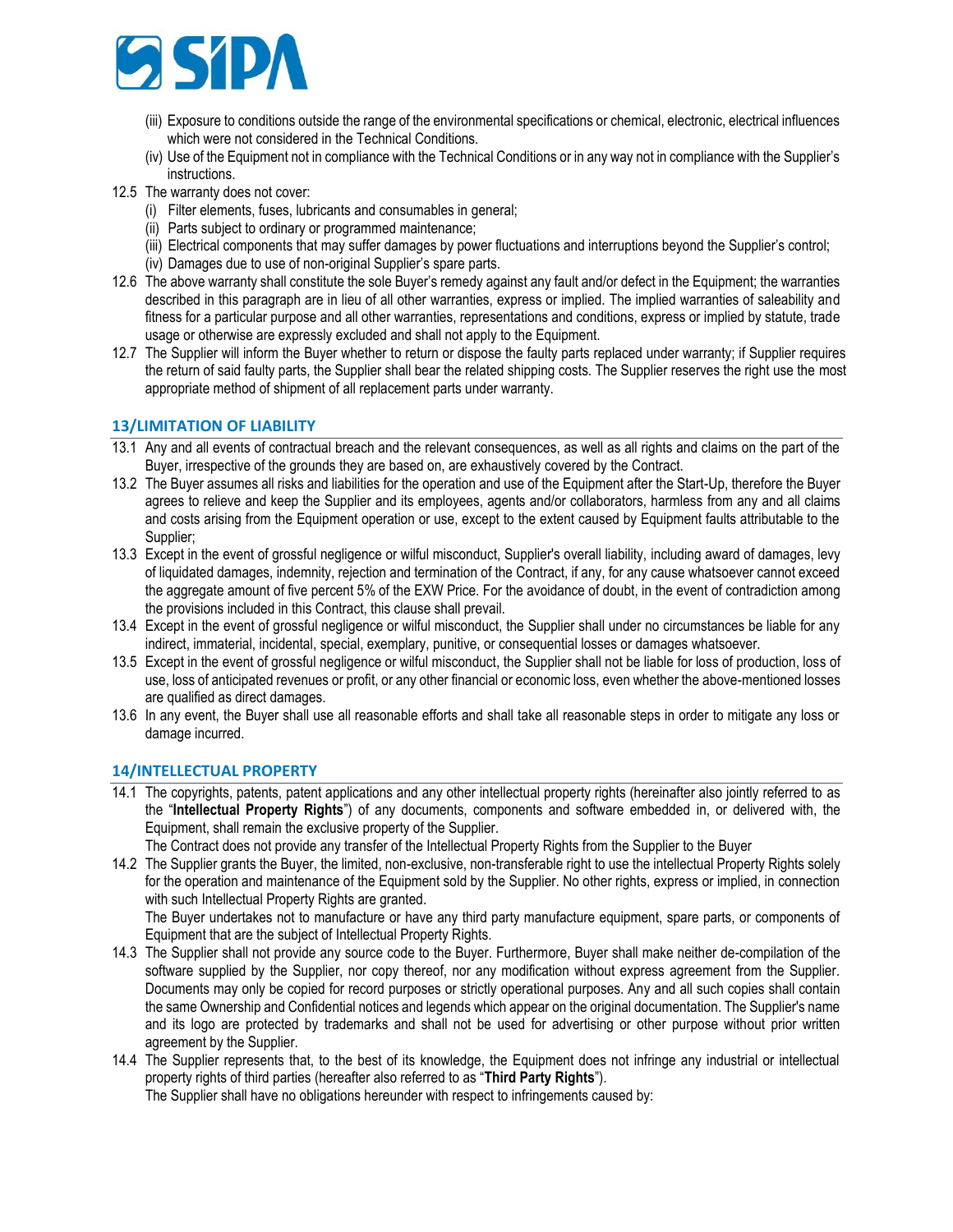(iii) Exposure to conditions outside the range of the environmental specifications or chemical, electronic, electrical influences which were not considered in the Technical Conditions.

(iv) Use of the Equipment not in compliance with the Technical Conditions or in any way not in compliance with the Supplier's instructions.

12.5 The warranty does not cover:

(i) Filter elements, fuses, lubricants and consumables in general;

(ii) Parts subject to ordinary or programmed maintenance;

(iii) Electrical components that may suffer damages by power fluctuations and interruptions beyond the Supplier's control;

(iv) Damages due to use of non-original Supplier's spare parts.

12.6 The above warranty shall constitute the sole Buyer's remedy against any fault and/or defect in the Equipment; the warranties described in this paragraph are in lieu of all other warranties, express or implied. The implied warranties of saleability and fitness for a particular purpose and all other warranties, representations and conditions, express or implied by statute, trade usage or otherwise are expressly excluded and shall not apply to the Equipment.

12.7 The Supplier will inform the Buyer whether to return or dispose the faulty parts replaced under warranty; if Supplier requires the return of said faulty parts, the Supplier shall bear the related shipping costs. The Supplier reserves the right use the most appropriate method of shipment of all replacement parts under warranty.

## 13/LIMITATION OF LIABILITY

13.1 Any and all events of contractual breach and the relevant consequences, as well as all rights and claims on the part of the Buyer, irrespective of the grounds they are based on, are exhaustively covered by the Contract.

13.2 The Buyer assumes all risks and liabilities for the operation and use of the Equipment after the Start-Up, therefore the Buyer agrees to relieve and keep the Supplier and its employees, agents and/or collaborators, harmless from any and all claims and costs arising from the Equipment operation or use, except to the extent caused by Equipment faults attributable to the Supplier;

13.3 Except in the event of grossful negligence or wilful misconduct, Supplier's overall liability, including award of damages, levy of liquidated damages, indemnity, rejection and termination of the Contract, if any, for any cause whatsoever cannot exceed the aggregate amount of five percent 5% of the EXW Price. For the avoidance of doubt, in the event of contradiction among the provisions included in this Contract, this clause shall prevail.

13.4 Except in the event of grossful negligence or wilful misconduct, the Supplier shall under no circumstances be liable for any indirect, immaterial, incidental, special, exemplary, punitive, or consequential losses or damages whatsoever.

13.5 Except in the event of grossful negligence or wilful misconduct, the Supplier shall not be liable for loss of production, loss of use, loss of anticipated revenues or profit, or any other financial or economic loss, even whether the above-mentioned losses are qualified as direct damages.

13.6 In any event, the Buyer shall use all reasonable efforts and shall take all reasonable steps in order to mitigate any loss or damage incurred.

## 14/INTELLECTUAL PROPERTY

14.1 The copyrights, patents, patent applications and any other intellectual property rights (hereinafter also jointly referred to as the "**Intellectual Property Rights**") of any documents, components and software embedded in, or delivered with, the Equipment, shall remain the exclusive property of the Supplier.
The Contract does not provide any transfer of the Intellectual Property Rights from the Supplier to the Buyer

14.2 The Supplier grants the Buyer, the limited, non-exclusive, non-transferable right to use the intellectual Property Rights solely for the operation and maintenance of the Equipment sold by the Supplier. No other rights, express or implied, in connection with such Intellectual Property Rights are granted.
The Buyer undertakes not to manufacture or have any third party manufacture equipment, spare parts, or components of Equipment that are the subject of Intellectual Property Rights.

14.3 The Supplier shall not provide any source code to the Buyer. Furthermore, Buyer shall make neither de-compilation of the software supplied by the Supplier, nor copy thereof, nor any modification without express agreement from the Supplier. Documents may only be copied for record purposes or strictly operational purposes. Any and all such copies shall contain the same Ownership and Confidential notices and legends which appear on the original documentation. The Supplier's name and its logo are protected by trademarks and shall not be used for advertising or other purpose without prior written agreement by the Supplier.

14.4 The Supplier represents that, to the best of its knowledge, the Equipment does not infringe any industrial or intellectual property rights of third parties (hereafter also referred to as "**Third Party Rights**").
The Supplier shall have no obligations hereunder with respect to infringements caused by: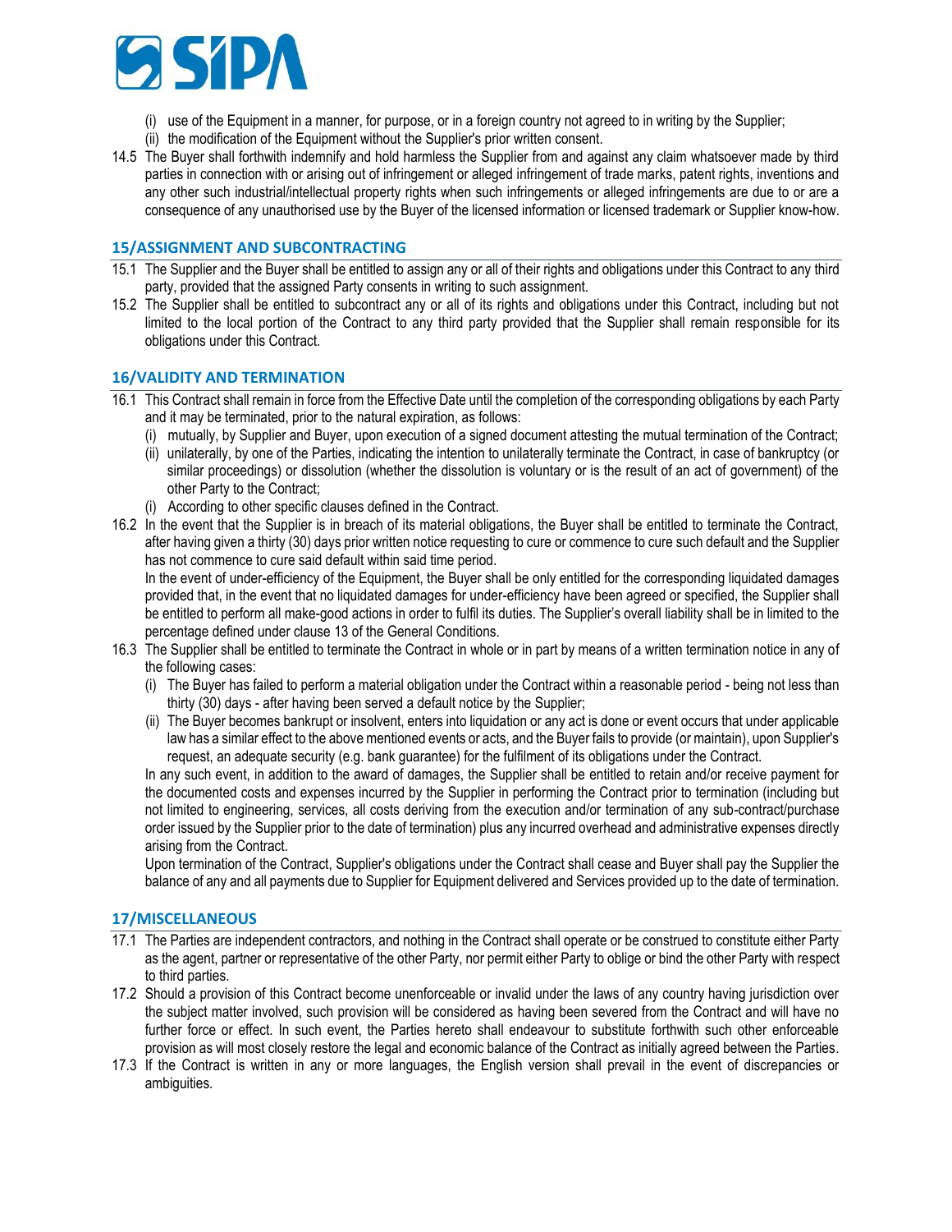(i) use of the Equipment in a manner, for purpose, or in a foreign country not agreed to in writing by the Supplier;

(ii) the modification of the Equipment without the Supplier's prior written consent.

14.5 The Buyer shall forthwith indemnify and hold harmless the Supplier from and against any claim whatsoever made by third parties in connection with or arising out of infringement or alleged infringement of trade marks, patent rights, inventions and any other such industrial/intellectual property rights when such infringements or alleged infringements are due to or are a consequence of any unauthorised use by the Buyer of the licensed information or licensed trademark or Supplier know-how.

## 15/ASSIGNMENT AND SUBCONTRACTING

15.1 The Supplier and the Buyer shall be entitled to assign any or all of their rights and obligations under this Contract to any third party, provided that the assigned Party consents in writing to such assignment.

15.2 The Supplier shall be entitled to subcontract any or all of its rights and obligations under this Contract, including but not limited to the local portion of the Contract to any third party provided that the Supplier shall remain responsible for its obligations under this Contract.

## 16/VALIDITY AND TERMINATION

16.1 This Contract shall remain in force from the Effective Date until the completion of the corresponding obligations by each Party and it may be terminated, prior to the natural expiration, as follows:

(i) mutually, by Supplier and Buyer, upon execution of a signed document attesting the mutual termination of the Contract;

(ii) unilaterally, by one of the Parties, indicating the intention to unilaterally terminate the Contract, in case of bankruptcy (or similar proceedings) or dissolution (whether the dissolution is voluntary or is the result of an act of government) of the other Party to the Contract;

(i) According to other specific clauses defined in the Contract.

16.2 In the event that the Supplier is in breach of its material obligations, the Buyer shall be entitled to terminate the Contract, after having given a thirty (30) days prior written notice requesting to cure or commence to cure such default and the Supplier has not commence to cure said default within said time period.

In the event of under-efficiency of the Equipment, the Buyer shall be only entitled for the corresponding liquidated damages provided that, in the event that no liquidated damages for under-efficiency have been agreed or specified, the Supplier shall be entitled to perform all make-good actions in order to fulfil its duties. The Supplier's overall liability shall be in limited to the percentage defined under clause 13 of the General Conditions.

16.3 The Supplier shall be entitled to terminate the Contract in whole or in part by means of a written termination notice in any of the following cases:

(i) The Buyer has failed to perform a material obligation under the Contract within a reasonable period - being not less than thirty (30) days - after having been served a default notice by the Supplier;

(ii) The Buyer becomes bankrupt or insolvent, enters into liquidation or any act is done or event occurs that under applicable law has a similar effect to the above mentioned events or acts, and the Buyer fails to provide (or maintain), upon Supplier's request, an adequate security (e.g. bank guarantee) for the fulfilment of its obligations under the Contract.

In any such event, in addition to the award of damages, the Supplier shall be entitled to retain and/or receive payment for the documented costs and expenses incurred by the Supplier in performing the Contract prior to termination (including but not limited to engineering, services, all costs deriving from the execution and/or termination of any sub-contract/purchase order issued by the Supplier prior to the date of termination) plus any incurred overhead and administrative expenses directly arising from the Contract.

Upon termination of the Contract, Supplier's obligations under the Contract shall cease and Buyer shall pay the Supplier the balance of any and all payments due to Supplier for Equipment delivered and Services provided up to the date of termination.

## 17/MISCELLANEOUS

17.1 The Parties are independent contractors, and nothing in the Contract shall operate or be construed to constitute either Party as the agent, partner or representative of the other Party, nor permit either Party to oblige or bind the other Party with respect to third parties.

17.2 Should a provision of this Contract become unenforceable or invalid under the laws of any country having jurisdiction over the subject matter involved, such provision will be considered as having been severed from the Contract and will have no further force or effect. In such event, the Parties hereto shall endeavour to substitute forthwith such other enforceable provision as will most closely restore the legal and economic balance of the Contract as initially agreed between the Parties.

17.3 If the Contract is written in any or more languages, the English version shall prevail in the event of discrepancies or ambiguities.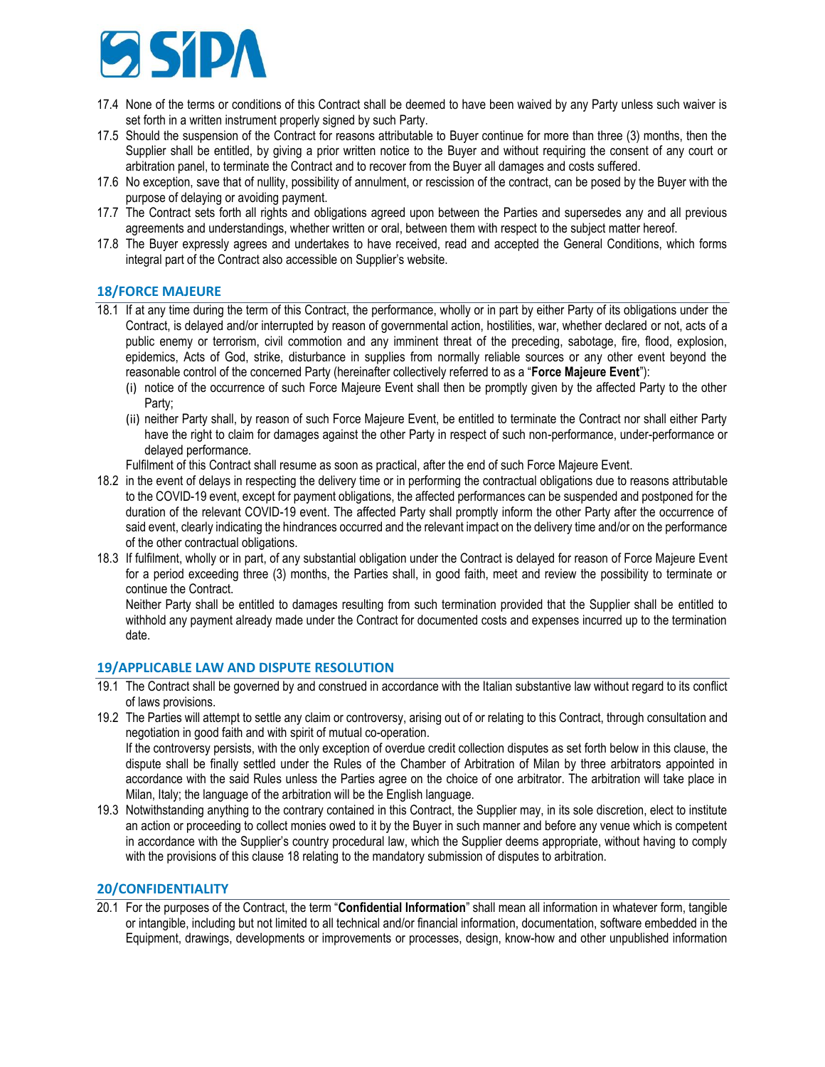17.4 None of the terms or conditions of this Contract shall be deemed to have been waived by any Party unless such waiver is set forth in a written instrument properly signed by such Party.

17.5 Should the suspension of the Contract for reasons attributable to Buyer continue for more than three (3) months, then the Supplier shall be entitled, by giving a prior written notice to the Buyer and without requiring the consent of any court or arbitration panel, to terminate the Contract and to recover from the Buyer all damages and costs suffered.

17.6 No exception, save that of nullity, possibility of annulment, or rescission of the contract, can be posed by the Buyer with the purpose of delaying or avoiding payment.

17.7 The Contract sets forth all rights and obligations agreed upon between the Parties and supersedes any and all previous agreements and understandings, whether written or oral, between them with respect to the subject matter hereof.

17.8 The Buyer expressly agrees and undertakes to have received, read and accepted the General Conditions, which forms integral part of the Contract also accessible on Supplier's website.

## 18/FORCE MAJEURE

18.1 If at any time during the term of this Contract, the performance, wholly or in part by either Party of its obligations under the Contract, is delayed and/or interrupted by reason of governmental action, hostilities, war, whether declared or not, acts of a public enemy or terrorism, civil commotion and any imminent threat of the preceding, sabotage, fire, flood, explosion, epidemics, Acts of God, strike, disturbance in supplies from normally reliable sources or any other event beyond the reasonable control of the concerned Party (hereinafter collectively referred to as a "**Force Majeure Event**"):

(i) notice of the occurrence of such Force Majeure Event shall then be promptly given by the affected Party to the other Party;

(ii) neither Party shall, by reason of such Force Majeure Event, be entitled to terminate the Contract nor shall either Party have the right to claim for damages against the other Party in respect of such non-performance, under-performance or delayed performance.

Fulfilment of this Contract shall resume as soon as practical, after the end of such Force Majeure Event.

18.2 in the event of delays in respecting the delivery time or in performing the contractual obligations due to reasons attributable to the COVID-19 event, except for payment obligations, the affected performances can be suspended and postponed for the duration of the relevant COVID-19 event. The affected Party shall promptly inform the other Party after the occurrence of said event, clearly indicating the hindrances occurred and the relevant impact on the delivery time and/or on the performance of the other contractual obligations.

18.3 If fulfilment, wholly or in part, of any substantial obligation under the Contract is delayed for reason of Force Majeure Event for a period exceeding three (3) months, the Parties shall, in good faith, meet and review the possibility to terminate or continue the Contract.

Neither Party shall be entitled to damages resulting from such termination provided that the Supplier shall be entitled to withhold any payment already made under the Contract for documented costs and expenses incurred up to the termination date.

## 19/APPLICABLE LAW AND DISPUTE RESOLUTION

19.1 The Contract shall be governed by and construed in accordance with the Italian substantive law without regard to its conflict of laws provisions.

19.2 The Parties will attempt to settle any claim or controversy, arising out of or relating to this Contract, through consultation and negotiation in good faith and with spirit of mutual co-operation.

If the controversy persists, with the only exception of overdue credit collection disputes as set forth below in this clause, the dispute shall be finally settled under the Rules of the Chamber of Arbitration of Milan by three arbitrators appointed in accordance with the said Rules unless the Parties agree on the choice of one arbitrator. The arbitration will take place in Milan, Italy; the language of the arbitration will be the English language.

19.3 Notwithstanding anything to the contrary contained in this Contract, the Supplier may, in its sole discretion, elect to institute an action or proceeding to collect monies owed to it by the Buyer in such manner and before any venue which is competent in accordance with the Supplier's country procedural law, which the Supplier deems appropriate, without having to comply with the provisions of this clause 18 relating to the mandatory submission of disputes to arbitration.

## 20/CONFIDENTIALITY

20.1 For the purposes of the Contract, the term "**Confidential Information**" shall mean all information in whatever form, tangible or intangible, including but not limited to all technical and/or financial information, documentation, software embedded in the Equipment, drawings, developments or improvements or processes, design, know-how and other unpublished information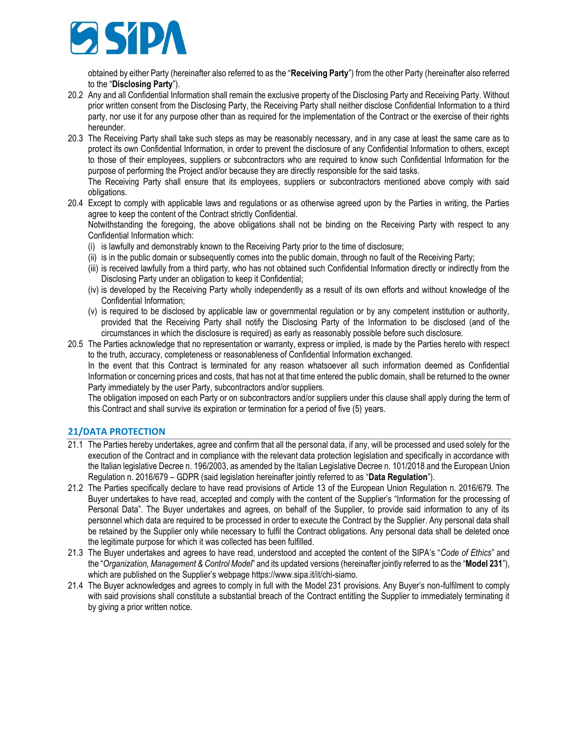obtained by either Party (hereinafter also referred to as the "**Receiving Party**") from the other Party (hereinafter also referred to the "**Disclosing Party**").

20.2 Any and all Confidential Information shall remain the exclusive property of the Disclosing Party and Receiving Party. Without prior written consent from the Disclosing Party, the Receiving Party shall neither disclose Confidential Information to a third party, nor use it for any purpose other than as required for the implementation of the Contract or the exercise of their rights hereunder.

20.3 The Receiving Party shall take such steps as may be reasonably necessary, and in any case at least the same care as to protect its own Confidential Information, in order to prevent the disclosure of any Confidential Information to others, except to those of their employees, suppliers or subcontractors who are required to know such Confidential Information for the purpose of performing the Project and/or because they are directly responsible for the said tasks.
The Receiving Party shall ensure that its employees, suppliers or subcontractors mentioned above comply with said obligations.

20.4 Except to comply with applicable laws and regulations or as otherwise agreed upon by the Parties in writing, the Parties agree to keep the content of the Contract strictly Confidential.
Notwithstanding the foregoing, the above obligations shall not be binding on the Receiving Party with respect to any Confidential Information which:
(i) is lawfully and demonstrably known to the Receiving Party prior to the time of disclosure;
(ii) is in the public domain or subsequently comes into the public domain, through no fault of the Receiving Party;
(iii) is received lawfully from a third party, who has not obtained such Confidential Information directly or indirectly from the Disclosing Party under an obligation to keep it Confidential;
(iv) is developed by the Receiving Party wholly independently as a result of its own efforts and without knowledge of the Confidential Information;
(v) is required to be disclosed by applicable law or governmental regulation or by any competent institution or authority, provided that the Receiving Party shall notify the Disclosing Party of the Information to be disclosed (and of the circumstances in which the disclosure is required) as early as reasonably possible before such disclosure.

20.5 The Parties acknowledge that no representation or warranty, express or implied, is made by the Parties hereto with respect to the truth, accuracy, completeness or reasonableness of Confidential Information exchanged.
In the event that this Contract is terminated for any reason whatsoever all such information deemed as Confidential Information or concerning prices and costs, that has not at that time entered the public domain, shall be returned to the owner Party immediately by the user Party, subcontractors and/or suppliers.
The obligation imposed on each Party or on subcontractors and/or suppliers under this clause shall apply during the term of this Contract and shall survive its expiration or termination for a period of five (5) years.

## 21/DATA PROTECTION

21.1 The Parties hereby undertakes, agree and confirm that all the personal data, if any, will be processed and used solely for the execution of the Contract and in compliance with the relevant data protection legislation and specifically in accordance with the Italian legislative Decree n. 196/2003, as amended by the Italian Legislative Decree n. 101/2018 and the European Union Regulation n. 2016/679 – GDPR (said legislation hereinafter jointly referred to as "**Data Regulation**").

21.2 The Parties specifically declare to have read provisions of Article 13 of the European Union Regulation n. 2016/679. The Buyer undertakes to have read, accepted and comply with the content of the Supplier's "Information for the processing of Personal Data". The Buyer undertakes and agrees, on behalf of the Supplier, to provide said information to any of its personnel which data are required to be processed in order to execute the Contract by the Supplier. Any personal data shall be retained by the Supplier only while necessary to fulfil the Contract obligations. Any personal data shall be deleted once the legitimate purpose for which it was collected has been fulfilled.

21.3 The Buyer undertakes and agrees to have read, understood and accepted the content of the SIPA's "*Code of Ethics*" and the "*Organization, Management & Control Model*" and its updated versions (hereinafter jointly referred to as the "**Model 231**"), which are published on the Supplier's webpage https://www.sipa.it/it/chi-siamo.

21.4 The Buyer acknowledges and agrees to comply in full with the Model 231 provisions. Any Buyer's non-fulfilment to comply with said provisions shall constitute a substantial breach of the Contract entitling the Supplier to immediately terminating it by giving a prior written notice.